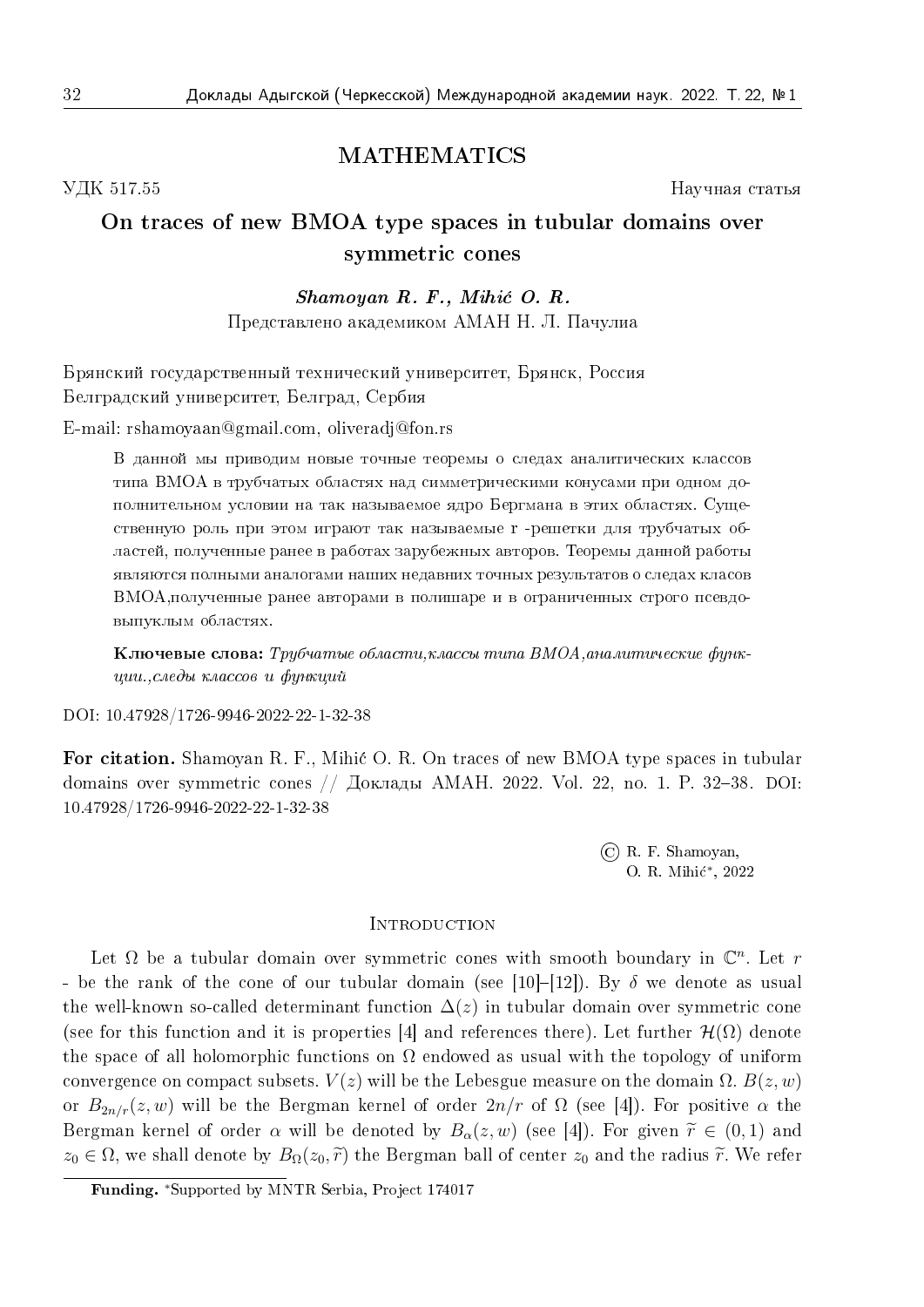# MATHEMATICS

УДК 517.55

Научная статья

## On traces of new BMOA type spaces in tubular domains over symmetric cones

***Shamoyan R. F., Mihić O. R.***

Представлено академиком АМАН Н. Л. Пачулиа

Брянский государственный технический университет, Брянск, Россия

Белградский университет, Белград, Сербия

E-mail: rshamoyaan@gmail.com, oliveradj@fon.rs

В данной мы приводим новые точные теоремы о следах аналитических классов типа BMOA в трубчатых областях над симметрическими конусами при одном дополнительном условии на так называемое ядро Бергмана в этих областях. Существенную роль при этом играют так называемые r -решетки для трубчатых областей, полученные ранее в работах зарубежных авторов. Теоремы данной работы являются полными аналогами наших недавних точных результатов о следах класов BMOA,полученные ранее авторами в полишаре и в ограниченных строго псевдовыпуклым областях.

**Ключевые слова:** *Трубчатые области,классы типа BMOA,аналитические функции.,следы классов и функций*

DOI: 10.47928/1726-9946-2022-22-1-32-38

**For citation.** Shamoyan R. F., Mihić O. R. On traces of new BMOA type spaces in tubular domains over symmetric cones // Доклады АМАН. 2022. Vol. 22, no. 1. P. 32–38. DOI: 10.47928/1726-9946-2022-22-1-32-38

© R. F. Shamoyan, O. R. Mihić*, 2022

### Introduction

Let $\Omega$ be a tubular domain over symmetric cones with smooth boundary in $\mathbb{C}^n$. Let $r$ - be the rank of the cone of our tubular domain (see [10]–[12]). By $\delta$ we denote as usual the well-known so-called determinant function $\Delta(z)$ in tubular domain over symmetric cone (see for this function and it is properties [4] and references there). Let further $\mathcal{H}(\Omega)$ denote the space of all holomorphic functions on $\Omega$ endowed as usual with the topology of uniform convergence on compact subsets. $V(z)$ will be the Lebesgue measure on the domain $\Omega$. $B(z,w)$ or $B_{2n/r}(z,w)$ will be the Bergman kernel of order $2n/r$ of $\Omega$ (see [4]). For positive $\alpha$ the Bergman kernel of order $\alpha$ will be denoted by $B_\alpha(z,w)$ (see [4]). For given $\widetilde{r} \in (0,1)$ and $z_0 \in \Omega$, we shall denote by $B_\Omega(z_0,\widetilde{r})$ the Bergman ball of center $z_0$ and the radius $\widetilde{r}$. We refer

**Funding.** *Supported by MNTR Serbia, Project 174017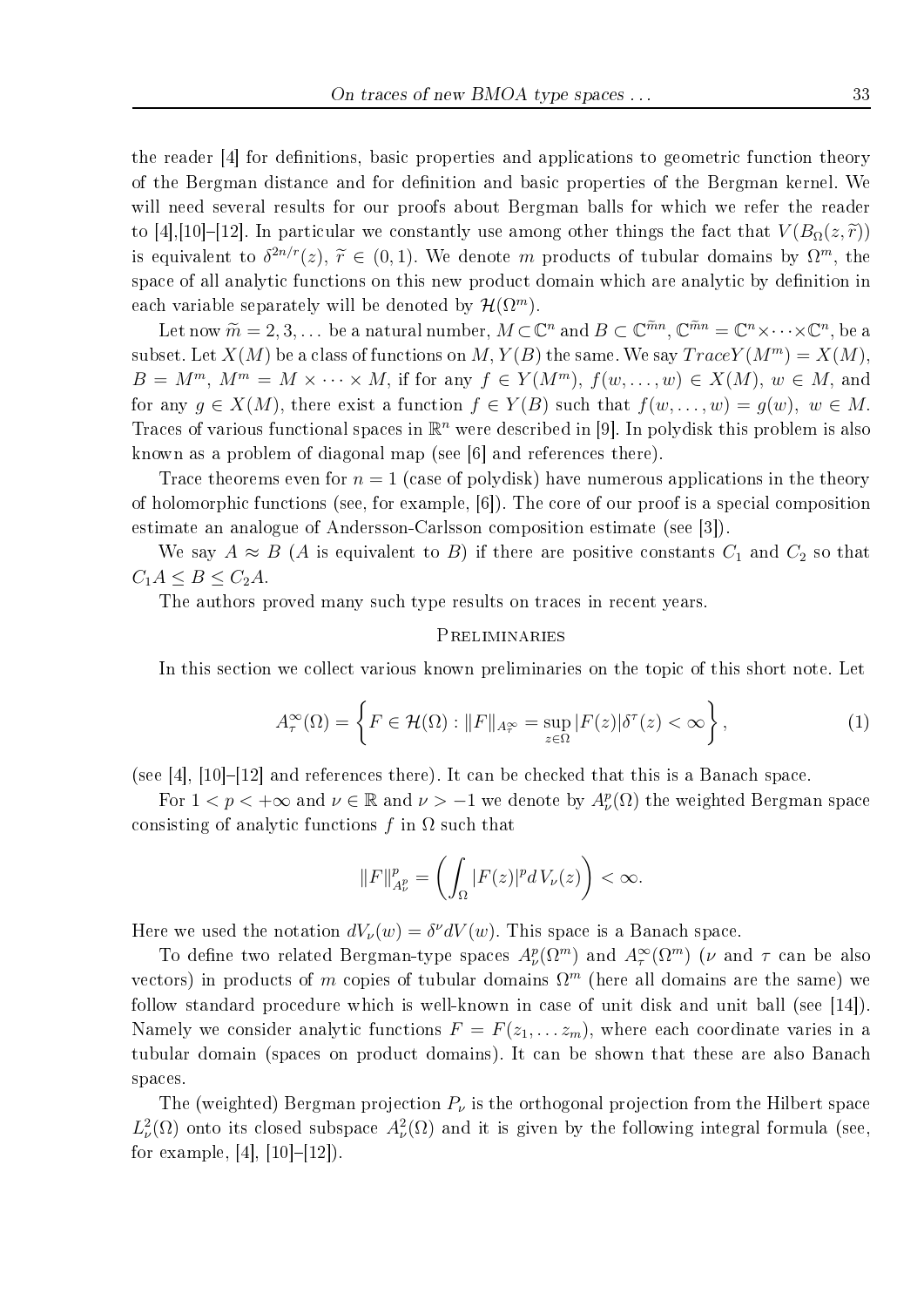the reader [4] for definitions, basic properties and applications to geometric function theory of the Bergman distance and for definition and basic properties of the Bergman kernel. We will need several results for our proofs about Bergman balls for which we refer the reader to [4],[10]–[12]. In particular we constantly use among other things the fact that $V(B_\Omega(z,\widetilde{r}))$ is equivalent to $\delta^{2n/r}(z)$, $\widetilde{r}\in(0,1)$. We denote $m$ products of tubular domains by $\Omega^m$, the space of all analytic functions on this new product domain which are analytic by definition in each variable separately will be denoted by $\mathcal{H}(\Omega^m)$.

Let now $\widetilde{m}=2,3,\dots$ be a natural number, $M\subset\mathbb{C}^n$ and $B\subset\mathbb{C}^{\widetilde{m}n}$, $\mathbb{C}^{\widetilde{m}n}=\mathbb{C}^n\times\cdots\times\mathbb{C}^n$, be a subset. Let $X(M)$ be a class of functions on $M$, $Y(B)$ the same. We say $Trace Y(M^m)=X(M)$, $B=M^m$, $M^m=M\times\cdots\times M$, if for any $f\in Y(M^m)$, $f(w,\dots,w)\in X(M)$, $w\in M$, and for any $g\in X(M)$, there exist a function $f\in Y(B)$ such that $f(w,\dots,w)=g(w)$, $w\in M$. Traces of various functional spaces in $\mathbb{R}^n$ were described in [9]. In polydisk this problem is also known as a problem of diagonal map (see [6] and references there).

Trace theorems even for $n=1$ (case of polydisk) have numerous applications in the theory of holomorphic functions (see, for example, [6]). The core of our proof is a special composition estimate an analogue of Andersson-Carlsson composition estimate (see [3]).

We say $A\approx B$ ($A$ is equivalent to $B$) if there are positive constants $C_1$ and $C_2$ so that $C_1A\le B\le C_2A$.

The authors proved many such type results on traces in recent years.

## Preliminaries

In this section we collect various known preliminaries on the topic of this short note. Let

$$A_\tau^\infty(\Omega)=\left\{F\in\mathcal{H}(\Omega):\|F\|_{A_\tau^\infty}=\sup_{z\in\Omega}|F(z)|\delta^\tau(z)<\infty\right\}, \tag{1}$$

(see [4], [10]–[12] and references there). It can be checked that this is a Banach space.

For $1<p<+\infty$ and $\nu\in\mathbb{R}$ and $\nu>-1$ we denote by $A_\nu^p(\Omega)$ the weighted Bergman space consisting of analytic functions $f$ in $\Omega$ such that

$$\|F\|_{A_\nu^p}^p=\left(\int_\Omega|F(z)|^p dV_\nu(z)\right)<\infty.$$

Here we used the notation $dV_\nu(w)=\delta^\nu dV(w)$. This space is a Banach space.

To define two related Bergman-type spaces $A_\nu^p(\Omega^m)$ and $A_\tau^\infty(\Omega^m)$ ($\nu$ and $\tau$ can be also vectors) in products of $m$ copies of tubular domains $\Omega^m$ (here all domains are the same) we follow standard procedure which is well-known in case of unit disk and unit ball (see [14]). Namely we consider analytic functions $F=F(z_1,\dots z_m)$, where each coordinate varies in a tubular domain (spaces on product domains). It can be shown that these are also Banach spaces.

The (weighted) Bergman projection $P_\nu$ is the orthogonal projection from the Hilbert space $L_\nu^2(\Omega)$ onto its closed subspace $A_\nu^2(\Omega)$ and it is given by the following integral formula (see, for example, [4], [10]–[12]).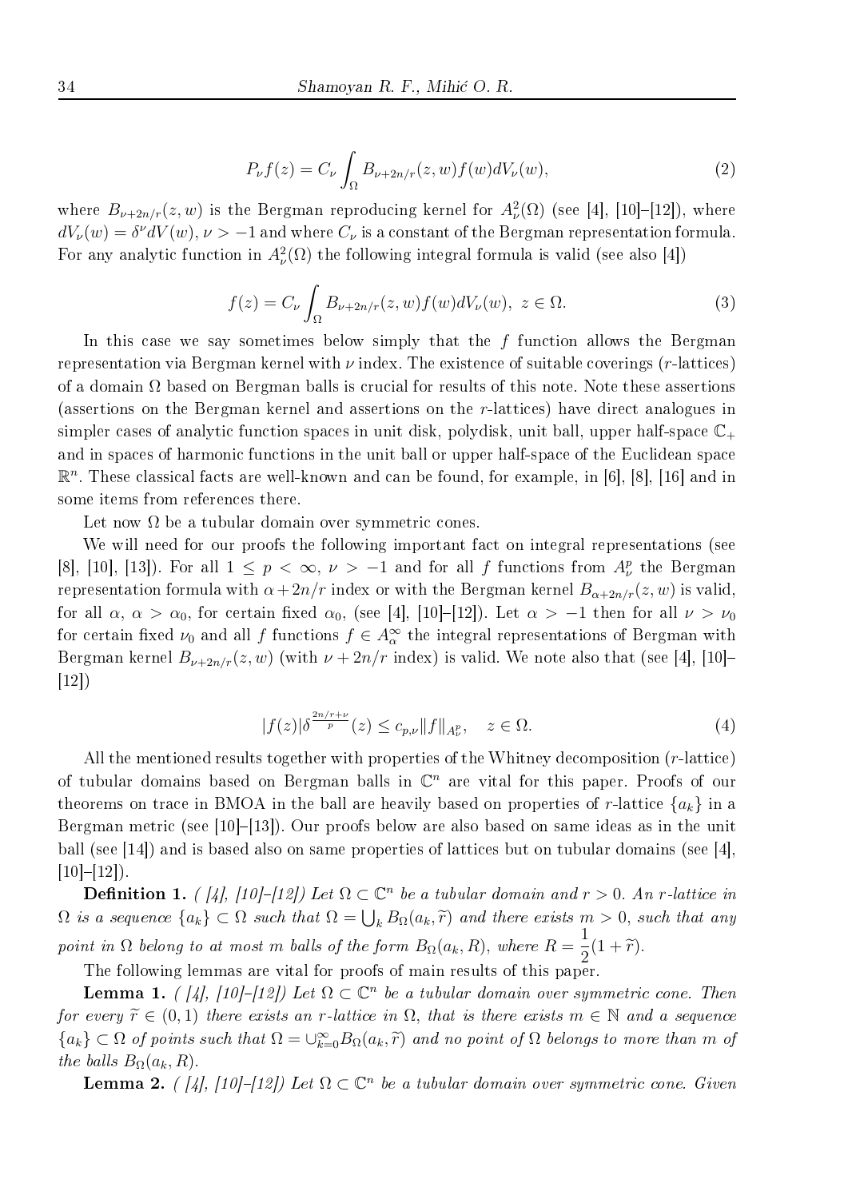$$P_\nu f(z) = C_\nu \int_\Omega B_{\nu+2n/r}(z,w) f(w) dV_\nu(w), \tag{2}$$

where $B_{\nu+2n/r}(z,w)$ is the Bergman reproducing kernel for $A^2_\nu(\Omega)$ (see [4], [10]–[12]), where $dV_\nu(w) = \delta^\nu dV(w)$, $\nu > -1$ and where $C_\nu$ is a constant of the Bergman representation formula. For any analytic function in $A^2_\nu(\Omega)$ the following integral formula is valid (see also [4])

$$f(z) = C_\nu \int_\Omega B_{\nu+2n/r}(z,w) f(w) dV_\nu(w), \ z \in \Omega. \tag{3}$$

In this case we say sometimes below simply that the $f$ function allows the Bergman representation via Bergman kernel with $\nu$ index. The existence of suitable coverings ($r$-lattices) of a domain $\Omega$ based on Bergman balls is crucial for results of this note. Note these assertions (assertions on the Bergman kernel and assertions on the $r$-lattices) have direct analogues in simpler cases of analytic function spaces in unit disk, polydisk, unit ball, upper half-space $\mathbb{C}_+$ and in spaces of harmonic functions in the unit ball or upper half-space of the Euclidean space $\mathbb{R}^n$. These classical facts are well-known and can be found, for example, in [6], [8], [16] and in some items from references there.

Let now $\Omega$ be a tubular domain over symmetric cones.

We will need for our proofs the following important fact on integral representations (see [8], [10], [13]). For all $1 \le p < \infty$, $\nu > -1$ and for all $f$ functions from $A^p_\nu$ the Bergman representation formula with $\alpha + 2n/r$ index or with the Bergman kernel $B_{\alpha+2n/r}(z,w)$ is valid, for all $\alpha$, $\alpha > \alpha_0$, for certain fixed $\alpha_0$, (see [4], [10]–[12]). Let $\alpha > -1$ then for all $\nu > \nu_0$ for certain fixed $\nu_0$ and all $f$ functions $f \in A^\infty_\alpha$ the integral representations of Bergman with Bergman kernel $B_{\nu+2n/r}(z,w)$ (with $\nu + 2n/r$ index) is valid. We note also that (see [4], [10]–[12])

$$|f(z)| \delta^{\frac{2n/r+\nu}{p}}(z) \le c_{p,\nu} \|f\|_{A^p_\nu}, \quad z \in \Omega. \tag{4}$$

All the mentioned results together with properties of the Whitney decomposition ($r$-lattice) of tubular domains based on Bergman balls in $\mathbb{C}^n$ are vital for this paper. Proofs of our theorems on trace in BMOA in the ball are heavily based on properties of $r$-lattice $\{a_k\}$ in a Bergman metric (see [10]–[13]). Our proofs below are also based on same ideas as in the unit ball (see [14]) and is based also on same properties of lattices but on tubular domains (see [4], [10]–[12]).

**Definition 1.** *( [4], [10]–[12]) Let $\Omega \subset \mathbb{C}^n$ be a tubular domain and $r > 0$. An $r$-lattice in $\Omega$ is a sequence $\{a_k\} \subset \Omega$ such that $\Omega = \bigcup_k B_\Omega(a_k, \widetilde{r})$ and there exists $m > 0$, such that any point in $\Omega$ belong to at most $m$ balls of the form $B_\Omega(a_k, R)$, where $R = \dfrac{1}{2}(1 + \widetilde{r})$.*

The following lemmas are vital for proofs of main results of this paper.

**Lemma 1.** *( [4], [10]–[12]) Let $\Omega \subset \mathbb{C}^n$ be a tubular domain over symmetric cone. Then for every $\widetilde{r} \in (0,1)$ there exists an $r$-lattice in $\Omega$, that is there exists $m \in \mathbb{N}$ and a sequence $\{a_k\} \subset \Omega$ of points such that $\Omega = \cup_{k=0}^\infty B_\Omega(a_k, \widetilde{r})$ and no point of $\Omega$ belongs to more than $m$ of the balls $B_\Omega(a_k, R)$.*

**Lemma 2.** *( [4], [10]–[12]) Let $\Omega \subset \mathbb{C}^n$ be a tubular domain over symmetric cone. Given*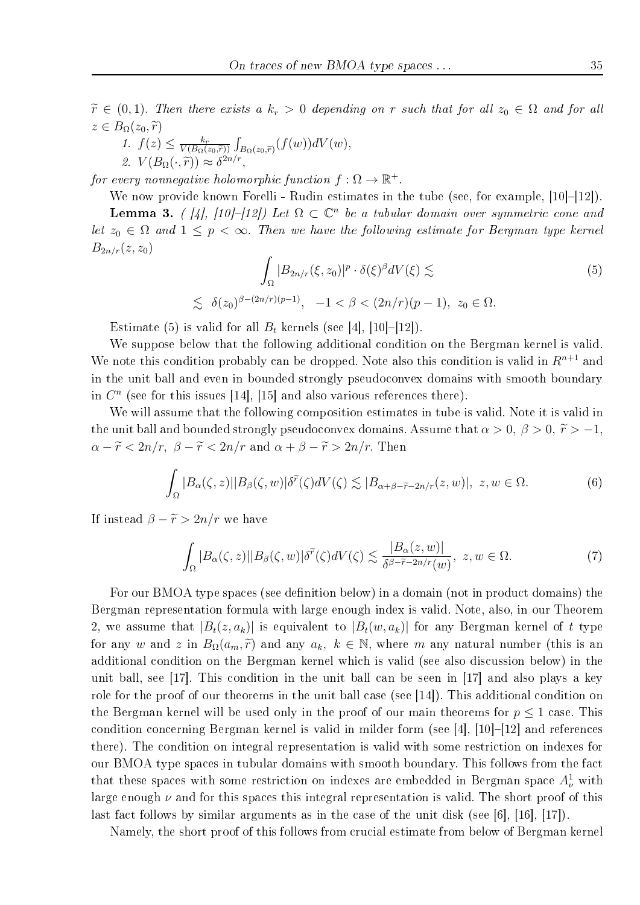$\widetilde{r} \in (0,1)$. *Then there exists a* $k_r > 0$ *depending on* $r$ *such that for all* $z_0 \in \Omega$ *and for all* $z \in B_\Omega(z_0, \widetilde{r})$

1. $f(z) \leq \frac{k_r}{V(B_\Omega(z_0,\widetilde{r}))} \int_{B_\Omega(z_0,\widetilde{r})} (f(w)) dV(w)$,
2. $V(B_\Omega(\cdot, \widetilde{r})) \approx \delta^{2n/r}$,

*for every nonnegative holomorphic function* $f : \Omega \to \mathbb{R}^+$.

We now provide known Forelli - Rudin estimates in the tube (see, for example, [10]–[12]).

**Lemma 3.** *( [4], [10]–[12]) Let* $\Omega \subset \mathbb{C}^n$ *be a tubular domain over symmetric cone and let* $z_0 \in \Omega$ *and* $1 \leq p < \infty$. *Then we have the following estimate for Bergman type kernel* $B_{2n/r}(z, z_0)$

$$\int_\Omega |B_{2n/r}(\xi, z_0)|^p \cdot \delta(\xi)^\beta dV(\xi) \lesssim \tag{5}$$

$$\lesssim \delta(z_0)^{\beta-(2n/r)(p-1)}, \quad -1 < \beta < (2n/r)(p-1), \; z_0 \in \Omega.$$

Estimate (5) is valid for all $B_t$ kernels (see [4], [10]–[12]).

We suppose below that the following additional condition on the Bergman kernel is valid. We note this condition probably can be dropped. Note also this condition is valid in $R^{n+1}$ and in the unit ball and even in bounded strongly pseudoconvex domains with smooth boundary in $C^n$ (see for this issues [14], [15] and also various references there).

We will assume that the following composition estimates in tube is valid. Note it is valid in the unit ball and bounded strongly pseudoconvex domains. Assume that $\alpha > 0$, $\beta > 0$, $\widetilde{r} > -1$, $\alpha - \widetilde{r} < 2n/r$, $\beta - \widetilde{r} < 2n/r$ and $\alpha + \beta - \widetilde{r} > 2n/r$. Then

$$\int_\Omega |B_\alpha(\zeta, z)||B_\beta(\zeta, w)|\delta^{\widetilde{r}}(\zeta) dV(\zeta) \lesssim |B_{\alpha+\beta-\widetilde{r}-2n/r}(z, w)|, \; z, w \in \Omega. \tag{6}$$

If instead $\beta - \widetilde{r} > 2n/r$ we have

$$\int_\Omega |B_\alpha(\zeta, z)||B_\beta(\zeta, w)|\delta^{\widetilde{r}}(\zeta) dV(\zeta) \lesssim \frac{|B_\alpha(z, w)|}{\delta^{\beta-\widetilde{r}-2n/r}(w)}, \; z, w \in \Omega. \tag{7}$$

For our BMOA type spaces (see definition below) in a domain (not in product domains) the Bergman representation formula with large enough index is valid. Note, also, in our Theorem 2, we assume that $|B_t(z, a_k)|$ is equivalent to $|B_t(w, a_k)|$ for any Bergman kernel of $t$ type for any $w$ and $z$ in $B_\Omega(a_m, \widetilde{r})$ and any $a_k$, $k \in \mathbb{N}$, where $m$ any natural number (this is an additional condition on the Bergman kernel which is valid (see also discussion below) in the unit ball, see [17]. This condition in the unit ball can be seen in [17] and also plays a key role for the proof of our theorems in the unit ball case (see [14]). This additional condition on the Bergman kernel will be used only in the proof of our main theorems for $p \leq 1$ case. This condition concerning Bergman kernel is valid in milder form (see [4], [10]–[12] and references there). The condition on integral representation is valid with some restriction on indexes for our BMOA type spaces in tubular domains with smooth boundary. This follows from the fact that these spaces with some restriction on indexes are embedded in Bergman space $A^1_\nu$ with large enough $\nu$ and for this spaces this integral representation is valid. The short proof of this last fact follows by similar arguments as in the case of the unit disk (see [6], [16], [17]).

Namely, the short proof of this follows from crucial estimate from below of Bergman kernel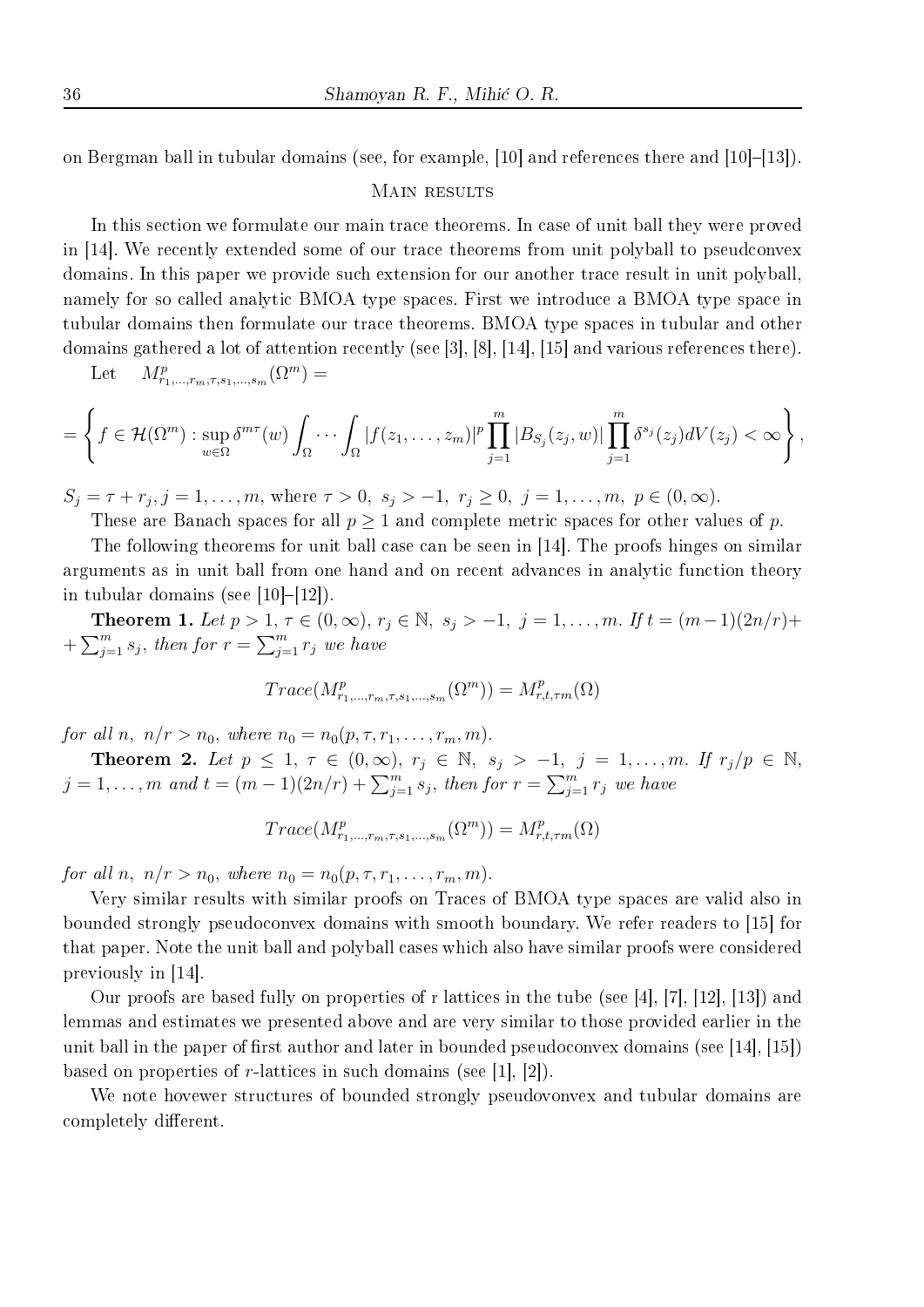on Bergman ball in tubular domains (see, for example, [10] and references there and [10]–[13]).

## Main results

In this section we formulate our main trace theorems. In case of unit ball they were proved in [14]. We recently extended some of our trace theorems from unit polyball to pseudconvex domains. In this paper we provide such extension for our another trace result in unit polyball, namely for so called analytic BMOA type spaces. First we introduce a BMOA type space in tubular domains then formulate our trace theorems. BMOA type spaces in tubular and other domains gathered a lot of attention recently (see [3], [8], [14], [15] and various references there).

Let $M^p_{r_1,\dots,r_m,\tau,s_1,\dots,s_m}(\Omega^m) =$

$$= \left\{ f \in \mathcal{H}(\Omega^m) : \sup_{w \in \Omega} \delta^{m\tau}(w) \int_\Omega \cdots \int_\Omega |f(z_1,\dots,z_m)|^p \prod_{j=1}^m |B_{S_j}(z_j,w)| \prod_{j=1}^m \delta^{s_j}(z_j) dV(z_j) < \infty \right\},$$

$S_j = \tau + r_j, j = 1,\dots,m$, where $\tau > 0,\ s_j > -1,\ r_j \geq 0,\ j = 1,\dots,m,\ p \in (0,\infty)$.

These are Banach spaces for all $p \geq 1$ and complete metric spaces for other values of $p$.

The following theorems for unit ball case can be seen in [14]. The proofs hinges on similar arguments as in unit ball from one hand and on recent advances in analytic function theory in tubular domains (see [10]–[12]).

**Theorem 1.** *Let $p > 1$, $\tau \in (0,\infty)$, $r_j \in \mathbb{N},\ s_j > -1,\ j = 1,\dots,m$. If $t = (m-1)(2n/r) + \sum_{j=1}^m s_j$, then for $r = \sum_{j=1}^m r_j$ we have*

$$Trace(M^p_{r_1,\dots,r_m,\tau,s_1,\dots,s_m}(\Omega^m)) = M^p_{r,t,\tau m}(\Omega)$$

*for all $n$, $n/r > n_0$, where $n_0 = n_0(p,\tau,r_1,\dots,r_m,m)$.*

**Theorem 2.** *Let $p \leq 1$, $\tau \in (0,\infty)$, $r_j \in \mathbb{N},\ s_j > -1,\ j = 1,\dots,m$. If $r_j/p \in \mathbb{N}$, $j = 1,\dots,m$ and $t = (m-1)(2n/r) + \sum_{j=1}^m s_j$, then for $r = \sum_{j=1}^m r_j$ we have*

$$Trace(M^p_{r_1,\dots,r_m,\tau,s_1,\dots,s_m}(\Omega^m)) = M^p_{r,t,\tau m}(\Omega)$$

*for all $n$, $n/r > n_0$, where $n_0 = n_0(p,\tau,r_1,\dots,r_m,m)$.*

Very similar results with similar proofs on Traces of BMOA type spaces are valid also in bounded strongly pseudoconvex domains with smooth boundary. We refer readers to [15] for that paper. Note the unit ball and polyball cases which also have similar proofs were considered previously in [14].

Our proofs are based fully on properties of r lattices in the tube (see [4], [7], [12], [13]) and lemmas and estimates we presented above and are very similar to those provided earlier in the unit ball in the paper of first author and later in bounded pseudoconvex domains (see [14], [15]) based on properties of $r$-lattices in such domains (see [1], [2]).

We note hovewer structures of bounded strongly pseudovonvex and tubular domains are completely different.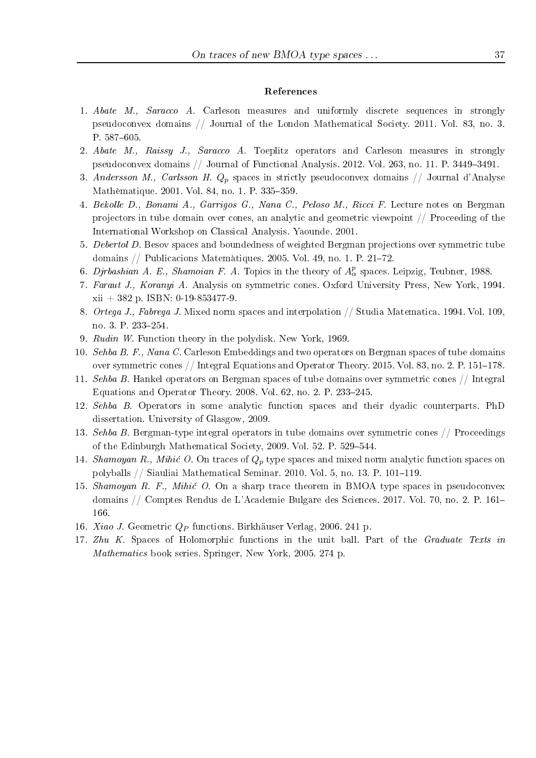## References

1. *Abate M., Saracco A.* Carleson measures and uniformly discrete sequences in strongly pseudoconvex domains // Journal of the London Mathematical Society. 2011. Vol. 83, no. 3. P. 587–605.
2. *Abate M., Raissy J., Saracco A.* Toeplitz operators and Carleson measures in strongly pseudoconvex domains // Journal of Functional Analysis. 2012. Vol. 263, no. 11. P. 3449–3491.
3. *Andersson M., Carlsson H.* $Q_p$ spaces in strictly pseudoconvex domains // Journal d'Analyse Mathèmatique. 2001. Vol. 84, no. 1. P. 335–359.
4. *Bekolle D., Bonami A., Garrigos G., Nana C., Peloso M., Ricci F.* Lecture notes on Bergman projectors in tube domain over cones, an analytic and geometric viewpoint // Proceeding of the International Workshop on Classical Analysis. Yaounde. 2001.
5. *Debertol D.* Besov spaces and boundedness of weighted Bergman projections over symmetric tube domains // Publicacions Matemàtiques. 2005. Vol. 49, no. 1. P. 21–72.
6. *Djrbashian A. E., Shamoian F. A.* Topics in the theory of $A^p_\alpha$ spaces. Leipzig, Teubner, 1988.
7. *Faraut J., Koranyi A.* Analysis on symmetric cones. Oxford University Press, New York, 1994. xii + 382 p. ISBN: 0-19-853477-9.
8. *Ortega J., Fabrega J.* Mixed norm spaces and interpolation // Studia Matematica. 1994. Vol. 109, no. 3. P. 233–254.
9. *Rudin W.* Function theory in the polydisk. New York, 1969.
10. *Sehba B. F., Nana C.* Carleson Embeddings and two operators on Bergman spaces of tube domains over symmetric cones // Integral Equations and Operator Theory. 2015. Vol. 83, no. 2. P. 151–178.
11. *Sehba B.* Hankel operators on Bergman spaces of tube domains over symmetric cones // Integral Equations and Operator Theory. 2008. Vol. 62, no. 2. P. 233–245.
12. *Sehba B.* Operators in some analytic function spaces and their dyadic counterparts. PhD dissertation. University of Glasgow, 2009.
13. *Sehba B.* Bergman-type integral operators in tube domains over symmetric cones // Proceedings of the Edinburgh Mathematical Society, 2009. Vol. 52. P. 529–544.
14. *Shamoyan R., Mihić O.* On traces of $Q_p$ type spaces and mixed norm analytic function spaces on polyballs // Siauliai Mathematical Seminar. 2010. Vol. 5, no. 13. P. 101–119.
15. *Shamoyan R. F., Mihić O.* On a sharp trace theorem in BMOA type spaces in pseudoconvex domains // Comptes Rendus de L'Academie Bulgare des Sciences. 2017. Vol. 70, no. 2. P. 161–166.
16. *Xiao J.* Geometric $Q_P$ functions. Birkhäuser Verlag, 2006. 241 p.
17. *Zhu K.* Spaces of Holomorphic functions in the unit ball. Part of the *Graduate Texts in Mathematics* book series. Springer, New York, 2005. 274 p.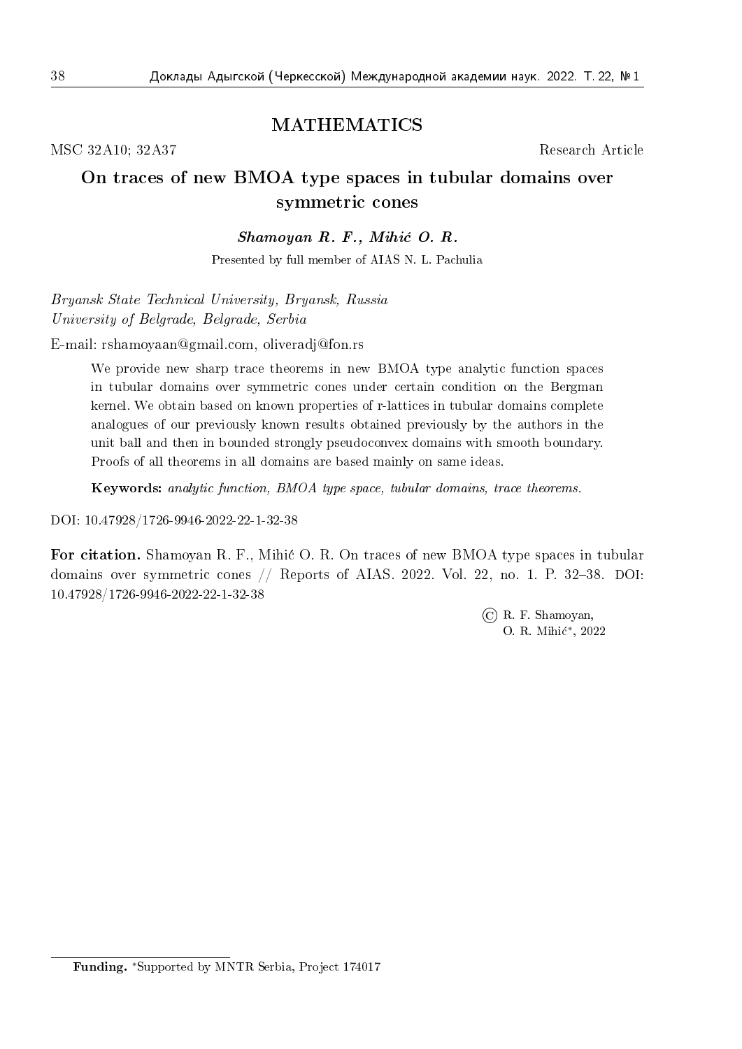# MATHEMATICS

MSC 32A10; 32A37

Research Article

## On traces of new BMOA type spaces in tubular domains over symmetric cones

***Shamoyan R. F., Mihić O. R.***

Presented by full member of AIAS N. L. Pachulia

*Bryansk State Technical University, Bryansk, Russia*
*University of Belgrade, Belgrade, Serbia*

E-mail: rshamoyaan@gmail.com, oliveradj@fon.rs

We provide new sharp trace theorems in new BMOA type analytic function spaces in tubular domains over symmetric cones under certain condition on the Bergman kernel. We obtain based on known properties of r-lattices in tubular domains complete analogues of our previously known results obtained previously by the authors in the unit ball and then in bounded strongly pseudoconvex domains with smooth boundary. Proofs of all theorems in all domains are based mainly on same ideas.

**Keywords:** *analytic function, BMOA type space, tubular domains, trace theorems.*

DOI: 10.47928/1726-9946-2022-22-1-32-38

**For citation.** Shamoyan R. F., Mihić O. R. On traces of new BMOA type spaces in tubular domains over symmetric cones // Reports of AIAS. 2022. Vol. 22, no. 1. P. 32–38. DOI: 10.47928/1726-9946-2022-22-1-32-38

© R. F. Shamoyan, O. R. Mihić*, 2022

**Funding.** *Supported by MNTR Serbia, Project 174017